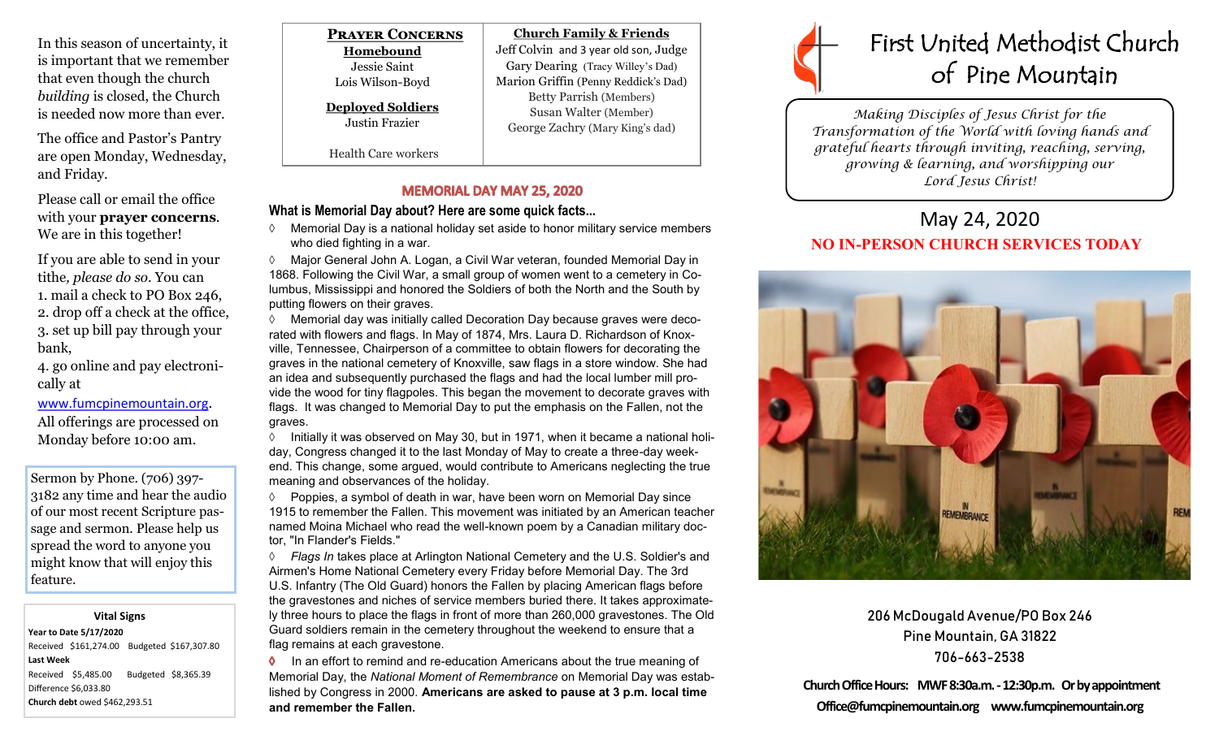In this season of uncertainty, it is important that we remember that even though the church *building* is closed, the Church is needed now more than ever.

The office and Pastor's Pantry are open Monday, Wednesday, and Friday.

Please call or email the office with your **prayer concerns**. We are in this together!

If you are able to send in your tithe, *please do so*. You can
1. mail a check to PO Box 246,
2. drop off a check at the office,
3. set up bill pay through your bank,
4. go online and pay electronically at www.fumcpinemountain.org.

All offerings are processed on Monday before 10:00 am.

Sermon by Phone. (706) 397-3182 any time and hear the audio of our most recent Scripture passage and sermon. Please help us spread the word to anyone you might know that will enjoy this feature.

**Vital Signs**

**Year to Date 5/17/2020**
Received $161,274.00 Budgeted $167,307.80

**Last Week**
Received $5,485.00 Budgeted $8,365.39
Difference $6,033.80

**Church debt** owed $462,293.51

**PRAYER CONCERNS**

**Homebound**
Jessie Saint
Lois Wilson-Boyd

**Deployed Soldiers**
Justin Frazier

Health Care workers

**Church Family & Friends**
Jeff Colvin and 3 year old son, Judge
Gary Dearing (Tracy Willey's Dad)
Marion Griffin (Penny Reddick's Dad)
Betty Parrish (Members)
Susan Walter (Member)
George Zachry (Mary King's dad)

## MEMORIAL DAY MAY 25, 2020

### What is Memorial Day about? Here are some quick facts...

◊ Memorial Day is a national holiday set aside to honor military service members who died fighting in a war.

◊ Major General John A. Logan, a Civil War veteran, founded Memorial Day in 1868. Following the Civil War, a small group of women went to a cemetery in Columbus, Mississippi and honored the Soldiers of both the North and the South by putting flowers on their graves.

◊ Memorial day was initially called Decoration Day because graves were decorated with flowers and flags. In May of 1874, Mrs. Laura D. Richardson of Knoxville, Tennessee, Chairperson of a committee to obtain flowers for decorating the graves in the national cemetery of Knoxville, saw flags in a store window. She had an idea and subsequently purchased the flags and had the local lumber mill provide the wood for tiny flagpoles. This began the movement to decorate graves with flags. It was changed to Memorial Day to put the emphasis on the Fallen, not the graves.

◊ Initially it was observed on May 30, but in 1971, when it became a national holiday, Congress changed it to the last Monday of May to create a three-day weekend. This change, some argued, would contribute to Americans neglecting the true meaning and observances of the holiday.

◊ Poppies, a symbol of death in war, have been worn on Memorial Day since 1915 to remember the Fallen. This movement was initiated by an American teacher named Moina Michael who read the well-known poem by a Canadian military doctor, "In Flander's Fields."

◊ *Flags In* takes place at Arlington National Cemetery and the U.S. Soldier's and Airmen's Home National Cemetery every Friday before Memorial Day. The 3rd U.S. Infantry (The Old Guard) honors the Fallen by placing American flags before the gravestones and niches of service members buried there. It takes approximately three hours to place the flags in front of more than 260,000 gravestones. The Old Guard soldiers remain in the cemetery throughout the weekend to ensure that a flag remains at each gravestone.

◊ In an effort to remind and re-education Americans about the true meaning of Memorial Day, the *National Moment of Remembrance* on Memorial Day was established by Congress in 2000. **Americans are asked to pause at 3 p.m. local time and remember the Fallen.**

# First United Methodist Church of Pine Mountain

*Making Disciples of Jesus Christ for the Transformation of the World with loving hands and grateful hearts through inviting, reaching, serving, growing & learning, and worshipping our Lord Jesus Christ!*

## May 24, 2020

**NO IN-PERSON CHURCH SERVICES TODAY**

206 McDougald Avenue/PO Box 246
Pine Mountain, GA 31822
706-663-2538

**Church Office Hours: MWF 8:30a.m. - 12:30p.m. Or by appointment**
**Office@fumcpinemountain.org www.fumcpinemountain.org**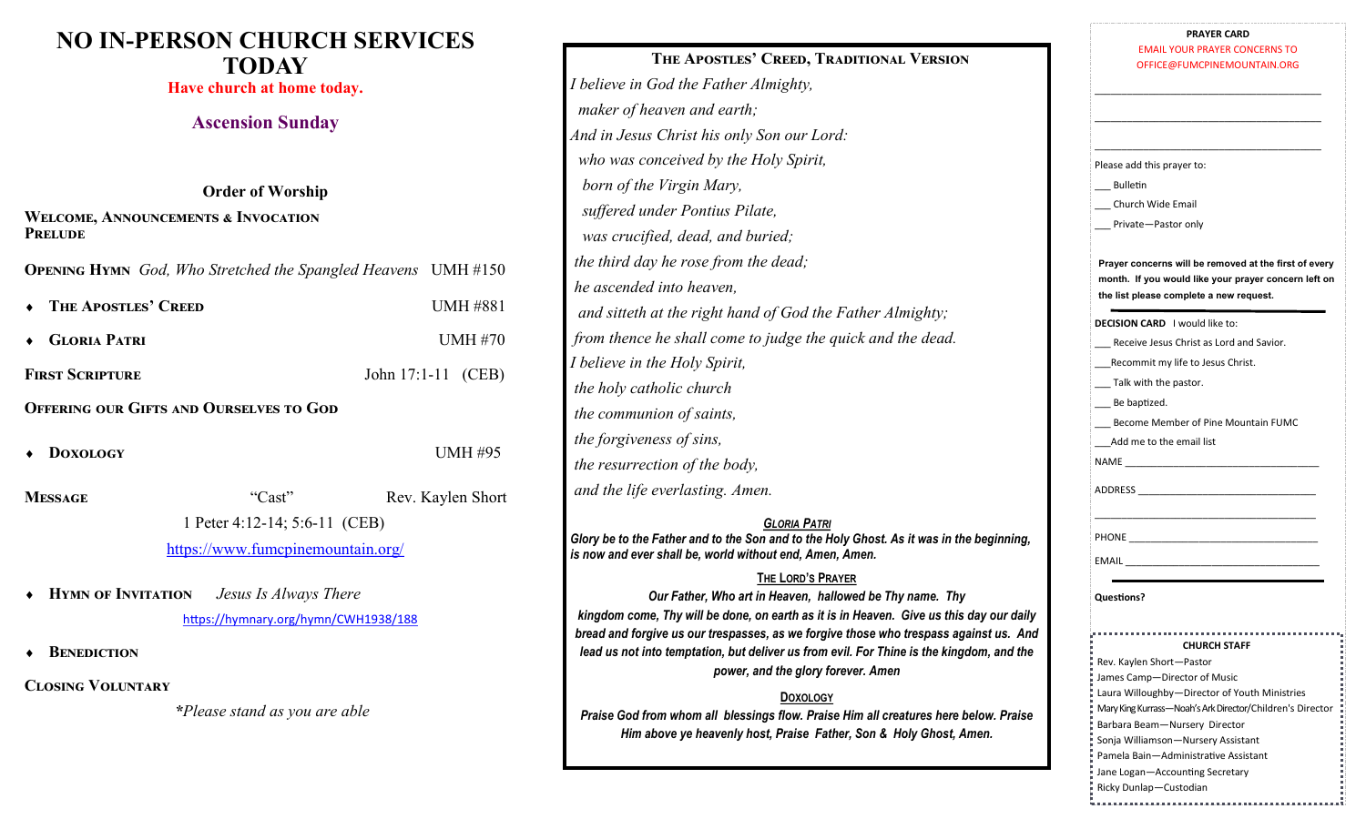# NO IN-PERSON CHURCH SERVICES TODAY

**Have church at home today.**

## Ascension Sunday

### Order of Worship

**WELCOME, ANNOUNCEMENTS & INVOCATION**

**PRELUDE**

**OPENING HYMN** *God, Who Stretched the Spangled Heavens* UMH #150

- **THE APOSTLES' CREED** UMH #881
- **GLORIA PATRI** UMH #70

**FIRST SCRIPTURE** John 17:1-11 (CEB)

**OFFERING OUR GIFTS AND OURSELVES TO GOD**

- **DOXOLOGY** UMH #95

**MESSAGE** "Cast" Rev. Kaylen Short

1 Peter 4:12-14; 5:6-11 (CEB)

https://www.fumcpinemountain.org/

- **HYMN OF INVITATION** *Jesus Is Always There*

https://hymnary.org/hymn/CWH1938/188

- **BENEDICTION**

**CLOSING VOLUNTARY**

*\*Please stand as you are able*

---

## THE APOSTLES' CREED, TRADITIONAL VERSION

*I believe in God the Father Almighty,*
*maker of heaven and earth;*
*And in Jesus Christ his only Son our Lord:*
*who was conceived by the Holy Spirit,*
*born of the Virgin Mary,*
*suffered under Pontius Pilate,*
*was crucified, dead, and buried;*
*the third day he rose from the dead;*
*he ascended into heaven,*
*and sitteth at the right hand of God the Father Almighty;*
*from thence he shall come to judge the quick and the dead.*
*I believe in the Holy Spirit,*
*the holy catholic church*
*the communion of saints,*
*the forgiveness of sins,*
*the resurrection of the body,*
*and the life everlasting. Amen.*

### GLORIA PATRI

***Glory be to the Father and to the Son and to the Holy Ghost. As it was in the beginning, is now and ever shall be, world without end, Amen, Amen.***

### THE LORD'S PRAYER

***Our Father, Who art in Heaven, hallowed be Thy name. Thy kingdom come, Thy will be done, on earth as it is in Heaven. Give us this day our daily bread and forgive us our trespasses, as we forgive those who trespass against us. And lead us not into temptation, but deliver us from evil. For Thine is the kingdom, and the power, and the glory forever. Amen***

### DOXOLOGY

***Praise God from whom all blessings flow. Praise Him all creatures here below. Praise Him above ye heavenly host, Praise Father, Son & Holy Ghost, Amen.***

---

**PRAYER CARD**

EMAIL YOUR PRAYER CONCERNS TO OFFICE@FUMCPINEMOUNTAIN.ORG

___________________________________

___________________________________

___________________________________

Please add this prayer to:

___ Bulletin

___ Church Wide Email

___ Private—Pastor only

**Prayer concerns will be removed at the first of every month. If you would like your prayer concern left on the list please complete a new request.**

**DECISION CARD** I would like to:

___ Receive Jesus Christ as Lord and Savior.

___Recommit my life to Jesus Christ.

___ Talk with the pastor.

___ Be baptized.

___ Become Member of Pine Mountain FUMC

___Add me to the email list

NAME ________________________________

ADDRESS _____________________________

_____________________________________

PHONE _______________________________

EMAIL ________________________________

**Questions?**

**CHURCH STAFF**

Rev. Kaylen Short—Pastor
James Camp—Director of Music
Laura Willoughby—Director of Youth Ministries
Mary King Kurrass—Noah's Ark Director/Children's Director
Barbara Beam—Nursery Director
Sonja Williamson—Nursery Assistant
Pamela Bain—Administrative Assistant
Jane Logan—Accounting Secretary
Ricky Dunlap—Custodian